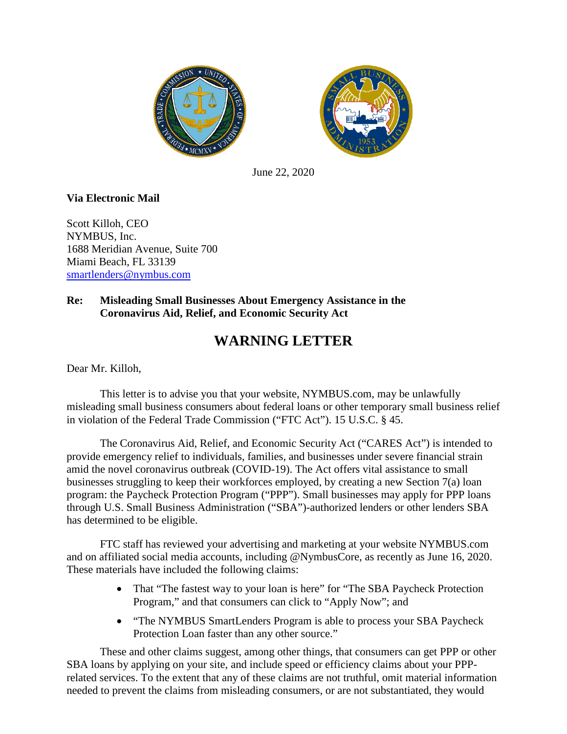June 22, 2020

**Via Electronic Mail**

Scott Killoh, CEO
NYMBUS, Inc.
1688 Meridian Avenue, Suite 700
Miami Beach, FL 33139
smartlenders@nymbus.com

**Re: Misleading Small Businesses About Emergency Assistance in the Coronavirus Aid, Relief, and Economic Security Act**

# WARNING LETTER

Dear Mr. Killoh,

This letter is to advise you that your website, NYMBUS.com, may be unlawfully misleading small business consumers about federal loans or other temporary small business relief in violation of the Federal Trade Commission ("FTC Act"). 15 U.S.C. § 45.

The Coronavirus Aid, Relief, and Economic Security Act ("CARES Act") is intended to provide emergency relief to individuals, families, and businesses under severe financial strain amid the novel coronavirus outbreak (COVID-19). The Act offers vital assistance to small businesses struggling to keep their workforces employed, by creating a new Section 7(a) loan program: the Paycheck Protection Program ("PPP"). Small businesses may apply for PPP loans through U.S. Small Business Administration ("SBA")-authorized lenders or other lenders SBA has determined to be eligible.

FTC staff has reviewed your advertising and marketing at your website NYMBUS.com and on affiliated social media accounts, including @NymbusCore, as recently as June 16, 2020. These materials have included the following claims:

- That "The fastest way to your loan is here" for "The SBA Paycheck Protection Program," and that consumers can click to "Apply Now"; and
- "The NYMBUS SmartLenders Program is able to process your SBA Paycheck Protection Loan faster than any other source."

These and other claims suggest, among other things, that consumers can get PPP or other SBA loans by applying on your site, and include speed or efficiency claims about your PPP-related services. To the extent that any of these claims are not truthful, omit material information needed to prevent the claims from misleading consumers, or are not substantiated, they would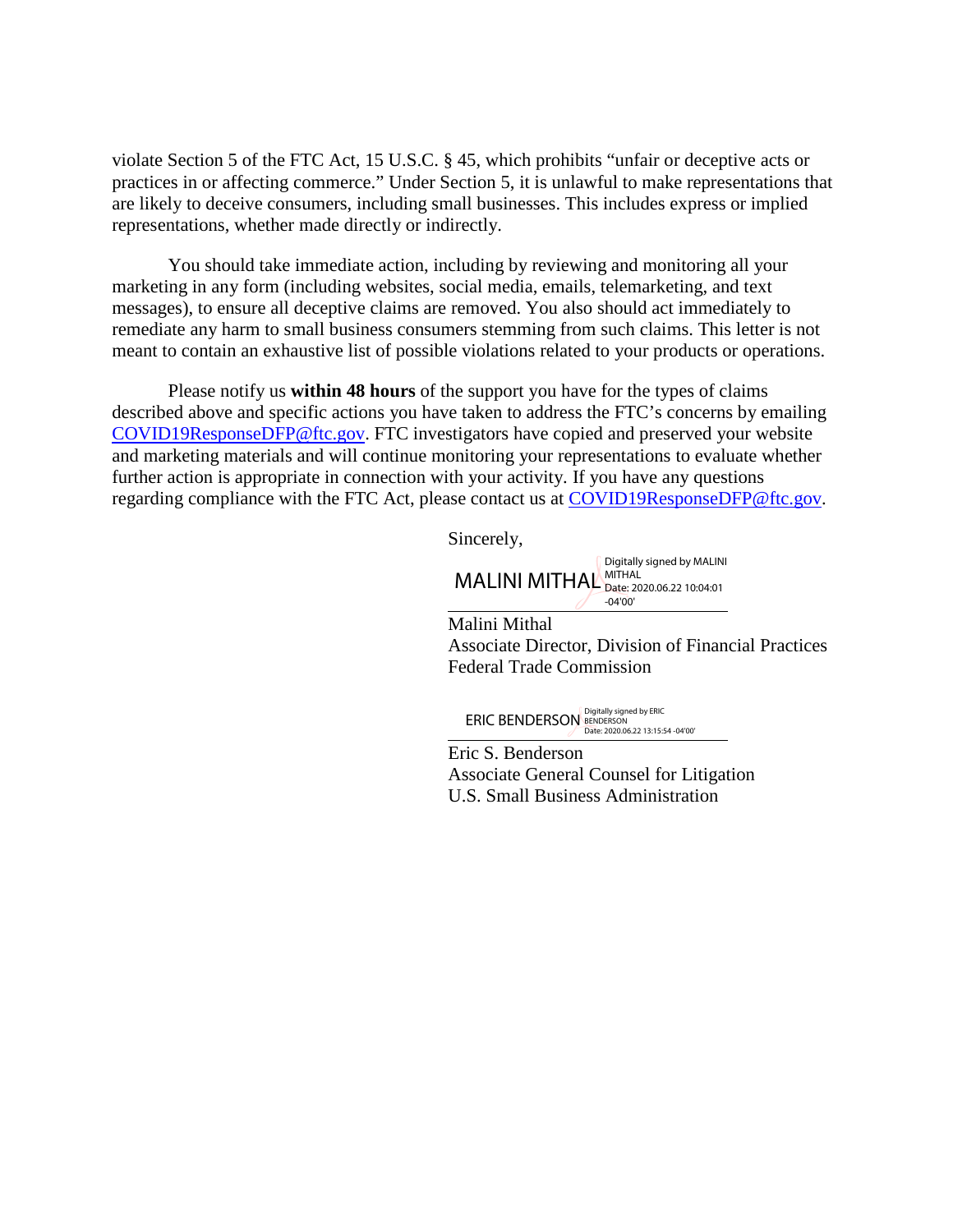violate Section 5 of the FTC Act, 15 U.S.C. § 45, which prohibits "unfair or deceptive acts or practices in or affecting commerce." Under Section 5, it is unlawful to make representations that are likely to deceive consumers, including small businesses. This includes express or implied representations, whether made directly or indirectly.

You should take immediate action, including by reviewing and monitoring all your marketing in any form (including websites, social media, emails, telemarketing, and text messages), to ensure all deceptive claims are removed. You also should act immediately to remediate any harm to small business consumers stemming from such claims. This letter is not meant to contain an exhaustive list of possible violations related to your products or operations.

Please notify us **within 48 hours** of the support you have for the types of claims described above and specific actions you have taken to address the FTC's concerns by emailing COVID19ResponseDFP@ftc.gov. FTC investigators have copied and preserved your website and marketing materials and will continue monitoring your representations to evaluate whether further action is appropriate in connection with your activity. If you have any questions regarding compliance with the FTC Act, please contact us at COVID19ResponseDFP@ftc.gov.

Sincerely,

MALINI MITHAL Digitally signed by MALINI MITHAL Date: 2020.06.22 10:04:01 -04'00'

Malini Mithal
Associate Director, Division of Financial Practices
Federal Trade Commission

ERIC BENDERSON Digitally signed by ERIC BENDERSON Date: 2020.06.22 13:15:54 -04'00'

Eric S. Benderson
Associate General Counsel for Litigation
U.S. Small Business Administration